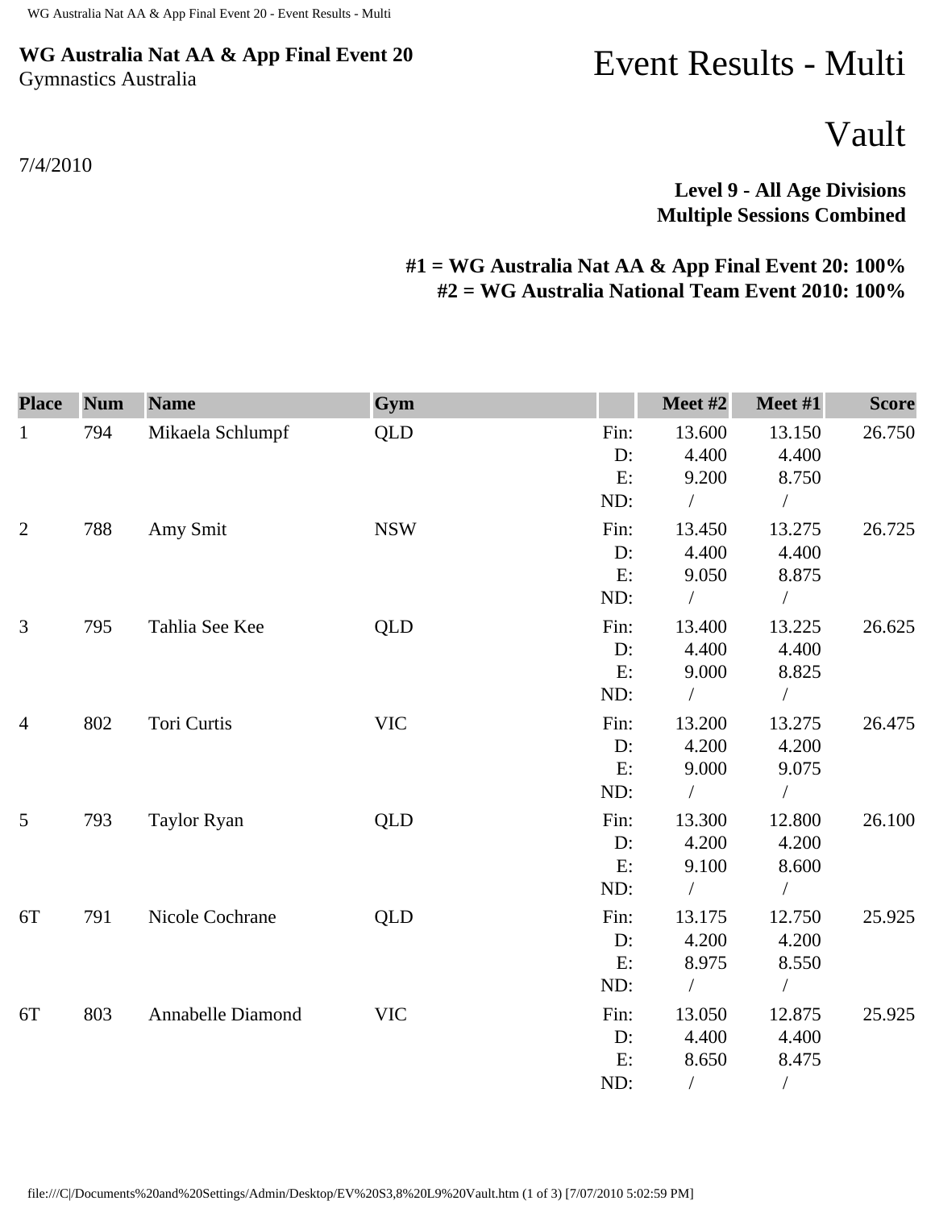**WG Australia Nat AA & App Final Event 20**
Gymnastics Australia

# Event Results - Multi

# Vault

7/4/2010

**Level 9 - All Age Divisions**
**Multiple Sessions Combined**

**#1 = WG Australia Nat AA & App Final Event 20: 100%**
**#2 = WG Australia National Team Event 2010: 100%**

| Place | Num | Name | Gym | | Meet #2 | Meet #1 | Score |
|---|---|---|---|---|---|---|---|
| 1 | 794 | Mikaela Schlumpf | QLD | Fin: | 13.600 | 13.150 | 26.750 |
| | | | | D: | 4.400 | 4.400 | |
| | | | | E: | 9.200 | 8.750 | |
| | | | | ND: | / | / | |
| 2 | 788 | Amy Smit | NSW | Fin: | 13.450 | 13.275 | 26.725 |
| | | | | D: | 4.400 | 4.400 | |
| | | | | E: | 9.050 | 8.875 | |
| | | | | ND: | / | / | |
| 3 | 795 | Tahlia See Kee | QLD | Fin: | 13.400 | 13.225 | 26.625 |
| | | | | D: | 4.400 | 4.400 | |
| | | | | E: | 9.000 | 8.825 | |
| | | | | ND: | / | / | |
| 4 | 802 | Tori Curtis | VIC | Fin: | 13.200 | 13.275 | 26.475 |
| | | | | D: | 4.200 | 4.200 | |
| | | | | E: | 9.000 | 9.075 | |
| | | | | ND: | / | / | |
| 5 | 793 | Taylor Ryan | QLD | Fin: | 13.300 | 12.800 | 26.100 |
| | | | | D: | 4.200 | 4.200 | |
| | | | | E: | 9.100 | 8.600 | |
| | | | | ND: | / | / | |
| 6T | 791 | Nicole Cochrane | QLD | Fin: | 13.175 | 12.750 | 25.925 |
| | | | | D: | 4.200 | 4.200 | |
| | | | | E: | 8.975 | 8.550 | |
| | | | | ND: | / | / | |
| 6T | 803 | Annabelle Diamond | VIC | Fin: | 13.050 | 12.875 | 25.925 |
| | | | | D: | 4.400 | 4.400 | |
| | | | | E: | 8.650 | 8.475 | |
| | | | | ND: | / | / | |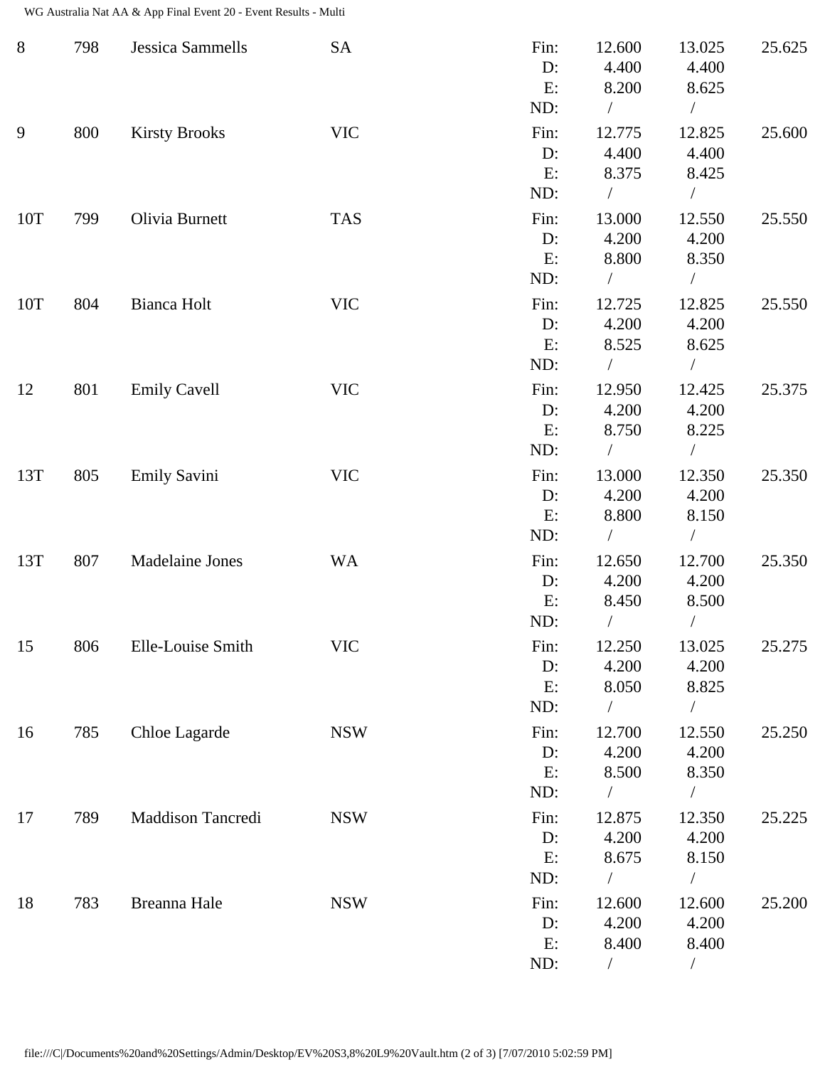| Rank | No. | Name | State | | Vault 1 | Vault 2 | Total |
|---|---|---|---|---|---|---|---|
| 8 | 798 | Jessica Sammells | SA | Fin: | 12.600 | 13.025 | 25.625 |
| | | | | D: | 4.400 | 4.400 | |
| | | | | E: | 8.200 | 8.625 | |
| | | | | ND: | / | / | |
| 9 | 800 | Kirsty Brooks | VIC | Fin: | 12.775 | 12.825 | 25.600 |
| | | | | D: | 4.400 | 4.400 | |
| | | | | E: | 8.375 | 8.425 | |
| | | | | ND: | / | / | |
| 10T | 799 | Olivia Burnett | TAS | Fin: | 13.000 | 12.550 | 25.550 |
| | | | | D: | 4.200 | 4.200 | |
| | | | | E: | 8.800 | 8.350 | |
| | | | | ND: | / | / | |
| 10T | 804 | Bianca Holt | VIC | Fin: | 12.725 | 12.825 | 25.550 |
| | | | | D: | 4.200 | 4.200 | |
| | | | | E: | 8.525 | 8.625 | |
| | | | | ND: | / | / | |
| 12 | 801 | Emily Cavell | VIC | Fin: | 12.950 | 12.425 | 25.375 |
| | | | | D: | 4.200 | 4.200 | |
| | | | | E: | 8.750 | 8.225 | |
| | | | | ND: | / | / | |
| 13T | 805 | Emily Savini | VIC | Fin: | 13.000 | 12.350 | 25.350 |
| | | | | D: | 4.200 | 4.200 | |
| | | | | E: | 8.800 | 8.150 | |
| | | | | ND: | / | / | |
| 13T | 807 | Madelaine Jones | WA | Fin: | 12.650 | 12.700 | 25.350 |
| | | | | D: | 4.200 | 4.200 | |
| | | | | E: | 8.450 | 8.500 | |
| | | | | ND: | / | / | |
| 15 | 806 | Elle-Louise Smith | VIC | Fin: | 12.250 | 13.025 | 25.275 |
| | | | | D: | 4.200 | 4.200 | |
| | | | | E: | 8.050 | 8.825 | |
| | | | | ND: | / | / | |
| 16 | 785 | Chloe Lagarde | NSW | Fin: | 12.700 | 12.550 | 25.250 |
| | | | | D: | 4.200 | 4.200 | |
| | | | | E: | 8.500 | 8.350 | |
| | | | | ND: | / | / | |
| 17 | 789 | Maddison Tancredi | NSW | Fin: | 12.875 | 12.350 | 25.225 |
| | | | | D: | 4.200 | 4.200 | |
| | | | | E: | 8.675 | 8.150 | |
| | | | | ND: | / | / | |
| 18 | 783 | Breanna Hale | NSW | Fin: | 12.600 | 12.600 | 25.200 |
| | | | | D: | 4.200 | 4.200 | |
| | | | | E: | 8.400 | 8.400 | |
| | | | | ND: | / | / | |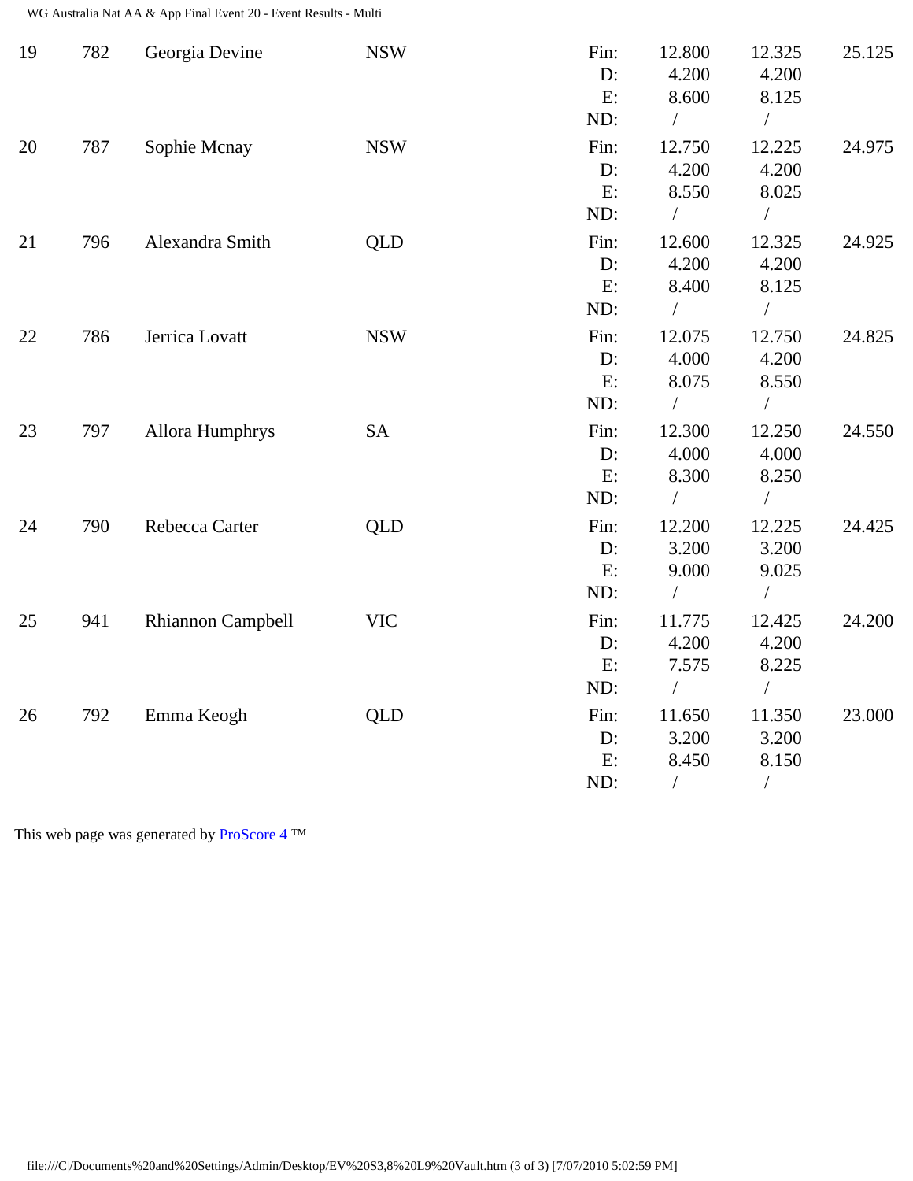| | | | | | | | |
|---|---|---|---|---|---|---|---|
| 19 | 782 | Georgia Devine | NSW | Fin: | 12.800 | 12.325 | 25.125 |
| | | | | D: | 4.200 | 4.200 | |
| | | | | E: | 8.600 | 8.125 | |
| | | | | ND: | / | / | |
| 20 | 787 | Sophie Mcnay | NSW | Fin: | 12.750 | 12.225 | 24.975 |
| | | | | D: | 4.200 | 4.200 | |
| | | | | E: | 8.550 | 8.025 | |
| | | | | ND: | / | / | |
| 21 | 796 | Alexandra Smith | QLD | Fin: | 12.600 | 12.325 | 24.925 |
| | | | | D: | 4.200 | 4.200 | |
| | | | | E: | 8.400 | 8.125 | |
| | | | | ND: | / | / | |
| 22 | 786 | Jerrica Lovatt | NSW | Fin: | 12.075 | 12.750 | 24.825 |
| | | | | D: | 4.000 | 4.200 | |
| | | | | E: | 8.075 | 8.550 | |
| | | | | ND: | / | / | |
| 23 | 797 | Allora Humphrys | SA | Fin: | 12.300 | 12.250 | 24.550 |
| | | | | D: | 4.000 | 4.000 | |
| | | | | E: | 8.300 | 8.250 | |
| | | | | ND: | / | / | |
| 24 | 790 | Rebecca Carter | QLD | Fin: | 12.200 | 12.225 | 24.425 |
| | | | | D: | 3.200 | 3.200 | |
| | | | | E: | 9.000 | 9.025 | |
| | | | | ND: | / | / | |
| 25 | 941 | Rhiannon Campbell | VIC | Fin: | 11.775 | 12.425 | 24.200 |
| | | | | D: | 4.200 | 4.200 | |
| | | | | E: | 7.575 | 8.225 | |
| | | | | ND: | / | / | |
| 26 | 792 | Emma Keogh | QLD | Fin: | 11.650 | 11.350 | 23.000 |
| | | | | D: | 3.200 | 3.200 | |
| | | | | E: | 8.450 | 8.150 | |
| | | | | ND: | / | / | |

This web page was generated by ProScore 4 ™